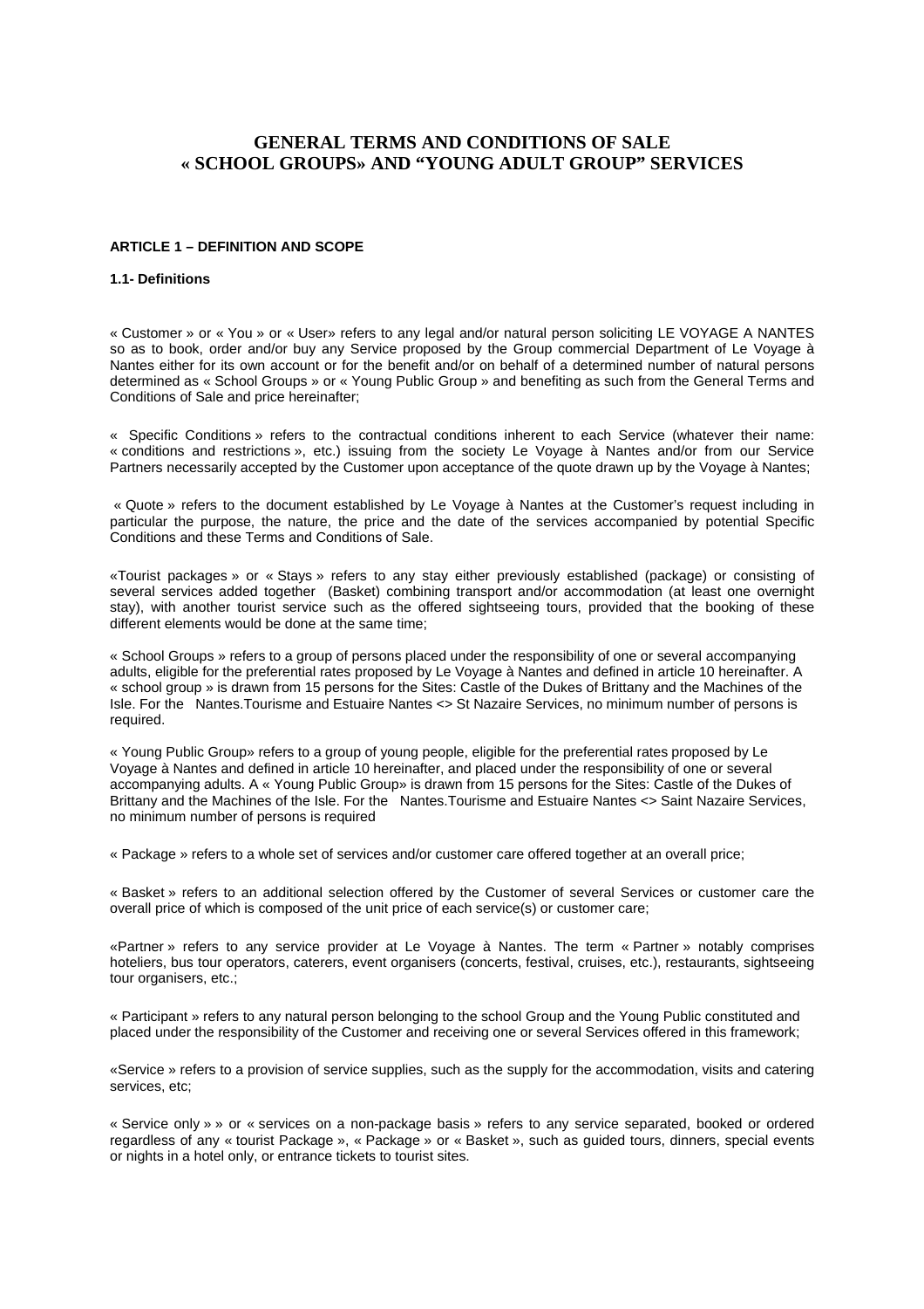# GENERAL TERMS AND CONDITIONS OF SALE « SCHOOL GROUPS» AND "YOUNG ADULT GROUP" SERVICES

## ARTICLE 1 – DEFINITION AND SCOPE

### 1.1- Definitions

« Customer » or « You » or « User» refers to any legal and/or natural person soliciting LE VOYAGE A NANTES so as to book, order and/or buy any Service proposed by the Group commercial Department of Le Voyage à Nantes either for its own account or for the benefit and/or on behalf of a determined number of natural persons determined as « School Groups » or « Young Public Group » and benefiting as such from the General Terms and Conditions of Sale and price hereinafter;

« Specific Conditions » refers to the contractual conditions inherent to each Service (whatever their name: « conditions and restrictions », etc.) issuing from the society Le Voyage à Nantes and/or from our Service Partners necessarily accepted by the Customer upon acceptance of the quote drawn up by the Voyage à Nantes;

« Quote » refers to the document established by Le Voyage à Nantes at the Customer's request including in particular the purpose, the nature, the price and the date of the services accompanied by potential Specific Conditions and these Terms and Conditions of Sale.

«Tourist packages » or « Stays » refers to any stay either previously established (package) or consisting of several services added together (Basket) combining transport and/or accommodation (at least one overnight stay), with another tourist service such as the offered sightseeing tours, provided that the booking of these different elements would be done at the same time;

« School Groups » refers to a group of persons placed under the responsibility of one or several accompanying adults, eligible for the preferential rates proposed by Le Voyage à Nantes and defined in article 10 hereinafter. A « school group » is drawn from 15 persons for the Sites: Castle of the Dukes of Brittany and the Machines of the Isle. For the Nantes.Tourisme and Estuaire Nantes <> St Nazaire Services, no minimum number of persons is required.

« Young Public Group» refers to a group of young people, eligible for the preferential rates proposed by Le Voyage à Nantes and defined in article 10 hereinafter, and placed under the responsibility of one or several accompanying adults. A « Young Public Group» is drawn from 15 persons for the Sites: Castle of the Dukes of Brittany and the Machines of the Isle. For the Nantes.Tourisme and Estuaire Nantes <> Saint Nazaire Services, no minimum number of persons is required

« Package » refers to a whole set of services and/or customer care offered together at an overall price;

« Basket » refers to an additional selection offered by the Customer of several Services or customer care the overall price of which is composed of the unit price of each service(s) or customer care;

«Partner » refers to any service provider at Le Voyage à Nantes. The term « Partner » notably comprises hoteliers, bus tour operators, caterers, event organisers (concerts, festival, cruises, etc.), restaurants, sightseeing tour organisers, etc.;

« Participant » refers to any natural person belonging to the school Group and the Young Public constituted and placed under the responsibility of the Customer and receiving one or several Services offered in this framework;

«Service » refers to a provision of service supplies, such as the supply for the accommodation, visits and catering services, etc;

« Service only » » or « services on a non-package basis » refers to any service separated, booked or ordered regardless of any « tourist Package », « Package » or « Basket », such as guided tours, dinners, special events or nights in a hotel only, or entrance tickets to tourist sites.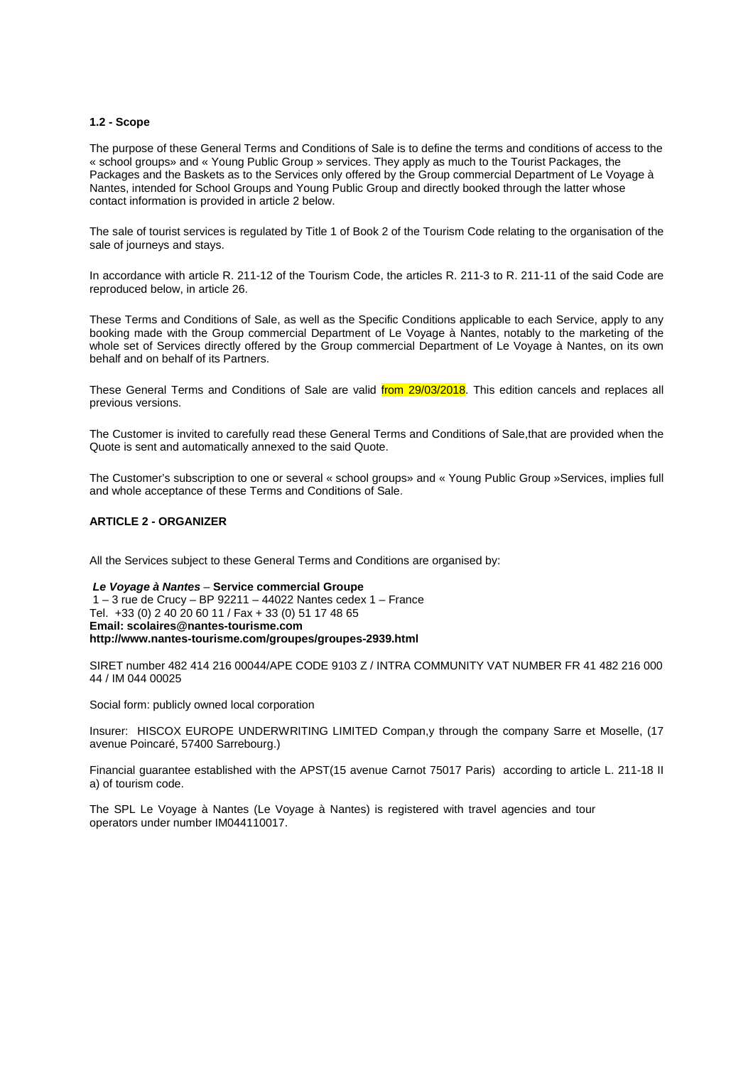**1.2 - Scope**

The purpose of these General Terms and Conditions of Sale is to define the terms and conditions of access to the « school groups» and « Young Public Group » services. They apply as much to the Tourist Packages, the Packages and the Baskets as to the Services only offered by the Group commercial Department of Le Voyage à Nantes, intended for School Groups and Young Public Group and directly booked through the latter whose contact information is provided in article 2 below.

The sale of tourist services is regulated by Title 1 of Book 2 of the Tourism Code relating to the organisation of the sale of journeys and stays.

In accordance with article R. 211-12 of the Tourism Code, the articles R. 211-3 to R. 211-11 of the said Code are reproduced below, in article 26.

These Terms and Conditions of Sale, as well as the Specific Conditions applicable to each Service, apply to any booking made with the Group commercial Department of Le Voyage à Nantes, notably to the marketing of the whole set of Services directly offered by the Group commercial Department of Le Voyage à Nantes, on its own behalf and on behalf of its Partners.

These General Terms and Conditions of Sale are valid from 29/03/2018. This edition cancels and replaces all previous versions.

The Customer is invited to carefully read these General Terms and Conditions of Sale,that are provided when the Quote is sent and automatically annexed to the said Quote.

The Customer's subscription to one or several « school groups» and « Young Public Group »Services, implies full and whole acceptance of these Terms and Conditions of Sale.

**ARTICLE 2 - ORGANIZER**

All the Services subject to these General Terms and Conditions are organised by:

***Le Voyage à Nantes*** – **Service commercial Groupe**
1 – 3 rue de Crucy – BP 92211 – 44022 Nantes cedex 1 – France
Tel. +33 (0) 2 40 20 60 11 / Fax + 33 (0) 51 17 48 65
**Email: scolaires@nantes-tourisme.com**
**http://www.nantes-tourisme.com/groupes/groupes-2939.html**

SIRET number 482 414 216 00044/APE CODE 9103 Z / INTRA COMMUNITY VAT NUMBER FR 41 482 216 000 44 / IM 044 00025

Social form: publicly owned local corporation

Insurer: HISCOX EUROPE UNDERWRITING LIMITED Compan,y through the company Sarre et Moselle, (17 avenue Poincaré, 57400 Sarrebourg.)

Financial guarantee established with the APST(15 avenue Carnot 75017 Paris) according to article L. 211-18 II a) of tourism code.

The SPL Le Voyage à Nantes (Le Voyage à Nantes) is registered with travel agencies and tour operators under number IM044110017.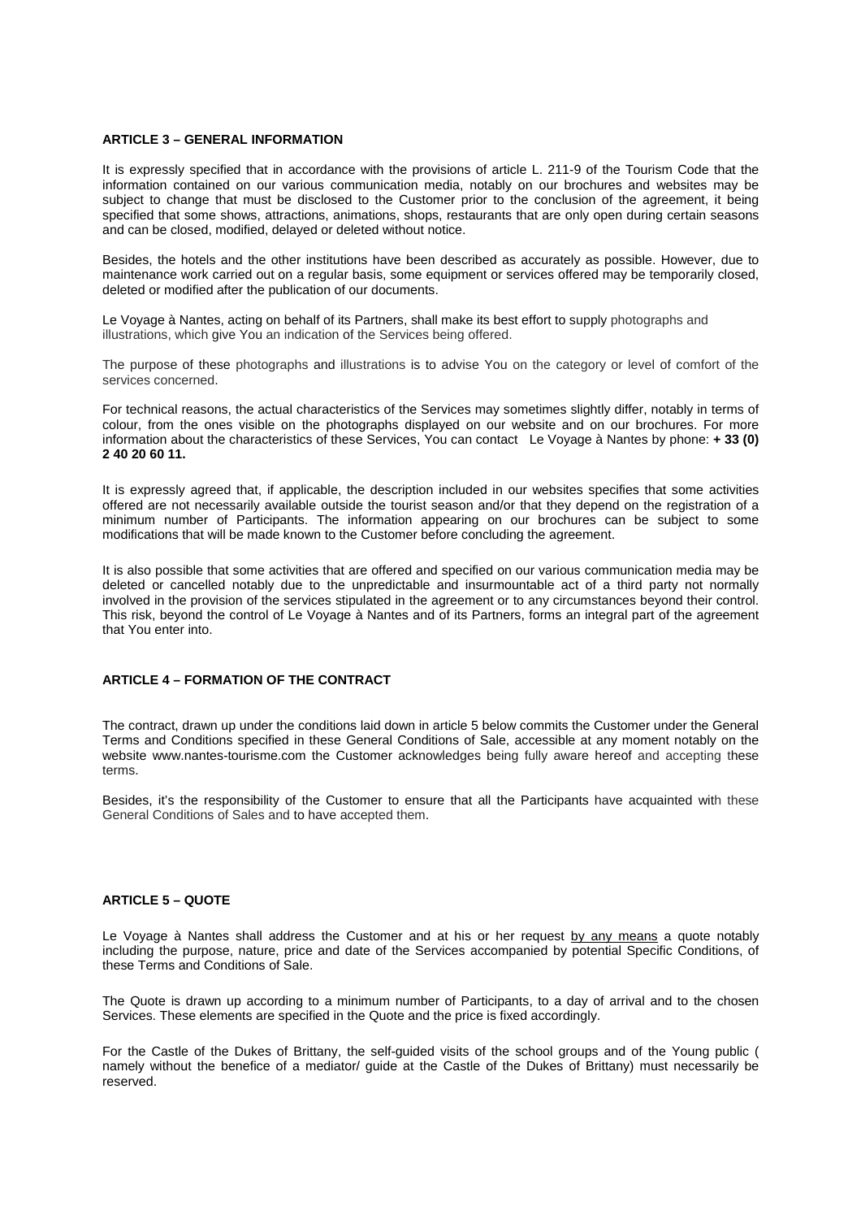**ARTICLE 3 – GENERAL INFORMATION**

It is expressly specified that in accordance with the provisions of article L. 211-9 of the Tourism Code that the information contained on our various communication media, notably on our brochures and websites may be subject to change that must be disclosed to the Customer prior to the conclusion of the agreement, it being specified that some shows, attractions, animations, shops, restaurants that are only open during certain seasons and can be closed, modified, delayed or deleted without notice.

Besides, the hotels and the other institutions have been described as accurately as possible. However, due to maintenance work carried out on a regular basis, some equipment or services offered may be temporarily closed, deleted or modified after the publication of our documents.

Le Voyage à Nantes, acting on behalf of its Partners, shall make its best effort to supply photographs and illustrations, which give You an indication of the Services being offered.

The purpose of these photographs and illustrations is to advise You on the category or level of comfort of the services concerned.

For technical reasons, the actual characteristics of the Services may sometimes slightly differ, notably in terms of colour, from the ones visible on the photographs displayed on our website and on our brochures. For more information about the characteristics of these Services, You can contact Le Voyage à Nantes by phone: **+ 33 (0) 2 40 20 60 11.**

It is expressly agreed that, if applicable, the description included in our websites specifies that some activities offered are not necessarily available outside the tourist season and/or that they depend on the registration of a minimum number of Participants. The information appearing on our brochures can be subject to some modifications that will be made known to the Customer before concluding the agreement.

It is also possible that some activities that are offered and specified on our various communication media may be deleted or cancelled notably due to the unpredictable and insurmountable act of a third party not normally involved in the provision of the services stipulated in the agreement or to any circumstances beyond their control. This risk, beyond the control of Le Voyage à Nantes and of its Partners, forms an integral part of the agreement that You enter into.

**ARTICLE 4 – FORMATION OF THE CONTRACT**

The contract, drawn up under the conditions laid down in article 5 below commits the Customer under the General Terms and Conditions specified in these General Conditions of Sale, accessible at any moment notably on the website www.nantes-tourisme.com the Customer acknowledges being fully aware hereof and accepting these terms.

Besides, it's the responsibility of the Customer to ensure that all the Participants have acquainted with these General Conditions of Sales and to have accepted them.

**ARTICLE 5 – QUOTE**

Le Voyage à Nantes shall address the Customer and at his or her request by any means a quote notably including the purpose, nature, price and date of the Services accompanied by potential Specific Conditions, of these Terms and Conditions of Sale.

The Quote is drawn up according to a minimum number of Participants, to a day of arrival and to the chosen Services. These elements are specified in the Quote and the price is fixed accordingly.

For the Castle of the Dukes of Brittany, the self-guided visits of the school groups and of the Young public ( namely without the benefice of a mediator/ guide at the Castle of the Dukes of Brittany) must necessarily be reserved.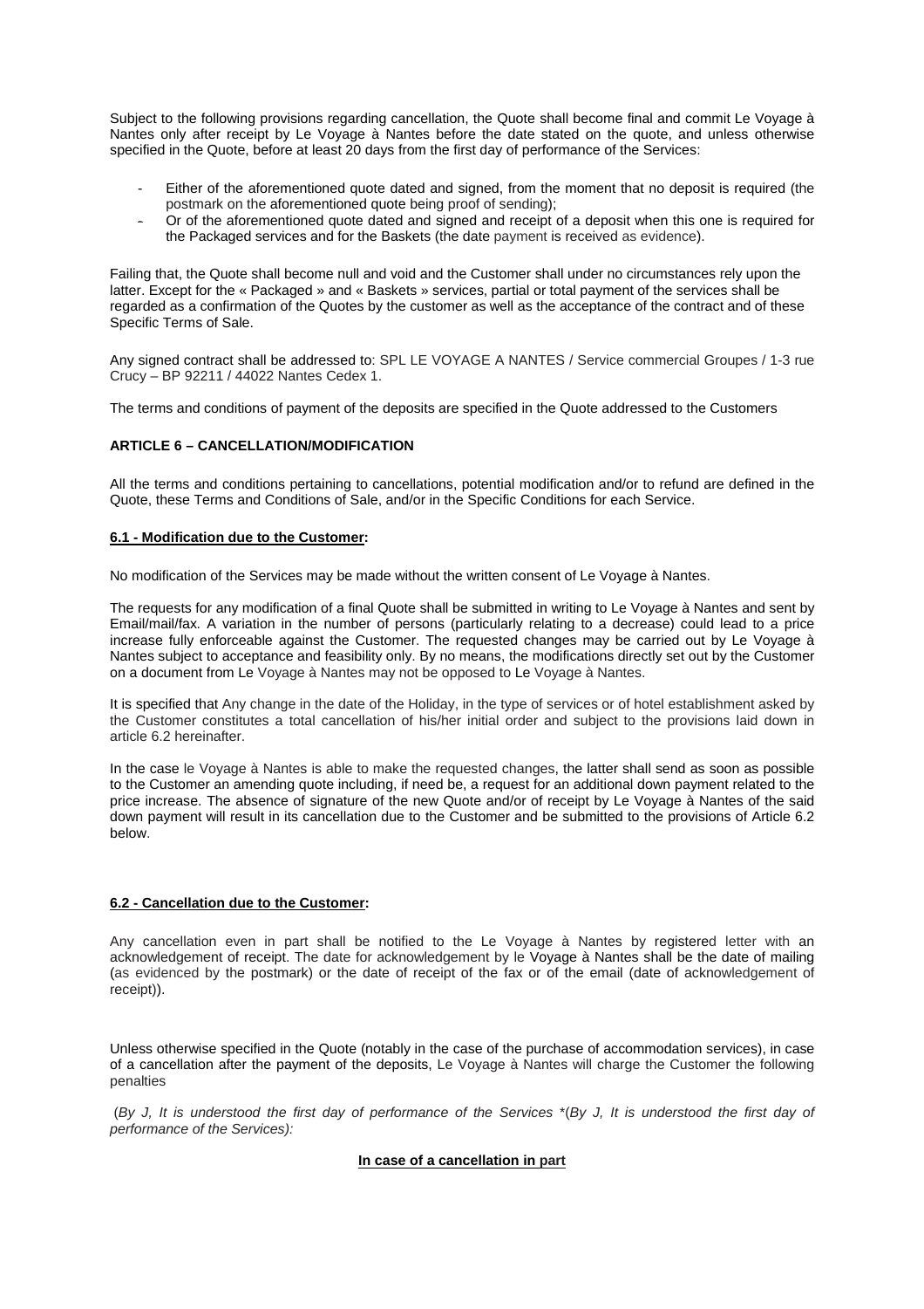Subject to the following provisions regarding cancellation, the Quote shall become final and commit Le Voyage à Nantes only after receipt by Le Voyage à Nantes before the date stated on the quote, and unless otherwise specified in the Quote, before at least 20 days from the first day of performance of the Services:

- Either of the aforementioned quote dated and signed, from the moment that no deposit is required (the postmark on the aforementioned quote being proof of sending);
- Or of the aforementioned quote dated and signed and receipt of a deposit when this one is required for the Packaged services and for the Baskets (the date payment is received as evidence).

Failing that, the Quote shall become null and void and the Customer shall under no circumstances rely upon the latter. Except for the « Packaged » and « Baskets » services, partial or total payment of the services shall be regarded as a confirmation of the Quotes by the customer as well as the acceptance of the contract and of these Specific Terms of Sale.

Any signed contract shall be addressed to: SPL LE VOYAGE A NANTES / Service commercial Groupes / 1-3 rue Crucy – BP 92211 / 44022 Nantes Cedex 1.

The terms and conditions of payment of the deposits are specified in the Quote addressed to the Customers

## ARTICLE 6 – CANCELLATION/MODIFICATION

All the terms and conditions pertaining to cancellations, potential modification and/or to refund are defined in the Quote, these Terms and Conditions of Sale, and/or in the Specific Conditions for each Service.

### 6.1 - Modification due to the Customer:

No modification of the Services may be made without the written consent of Le Voyage à Nantes.

The requests for any modification of a final Quote shall be submitted in writing to Le Voyage à Nantes and sent by Email/mail/fax. A variation in the number of persons (particularly relating to a decrease) could lead to a price increase fully enforceable against the Customer. The requested changes may be carried out by Le Voyage à Nantes subject to acceptance and feasibility only. By no means, the modifications directly set out by the Customer on a document from Le Voyage à Nantes may not be opposed to Le Voyage à Nantes.

It is specified that Any change in the date of the Holiday, in the type of services or of hotel establishment asked by the Customer constitutes a total cancellation of his/her initial order and subject to the provisions laid down in article 6.2 hereinafter.

In the case le Voyage à Nantes is able to make the requested changes, the latter shall send as soon as possible to the Customer an amending quote including, if need be, a request for an additional down payment related to the price increase. The absence of signature of the new Quote and/or of receipt by Le Voyage à Nantes of the said down payment will result in its cancellation due to the Customer and be submitted to the provisions of Article 6.2 below.

### 6.2 - Cancellation due to the Customer:

Any cancellation even in part shall be notified to the Le Voyage à Nantes by registered letter with an acknowledgement of receipt. The date for acknowledgement by le Voyage à Nantes shall be the date of mailing (as evidenced by the postmark) or the date of receipt of the fax or of the email (date of acknowledgement of receipt)).

Unless otherwise specified in the Quote (notably in the case of the purchase of accommodation services), in case of a cancellation after the payment of the deposits, Le Voyage à Nantes will charge the Customer the following penalties

(*By J, It is understood the first day of performance of the Services \*(By J, It is understood the first day of performance of the Services):*

**In case of a cancellation in part**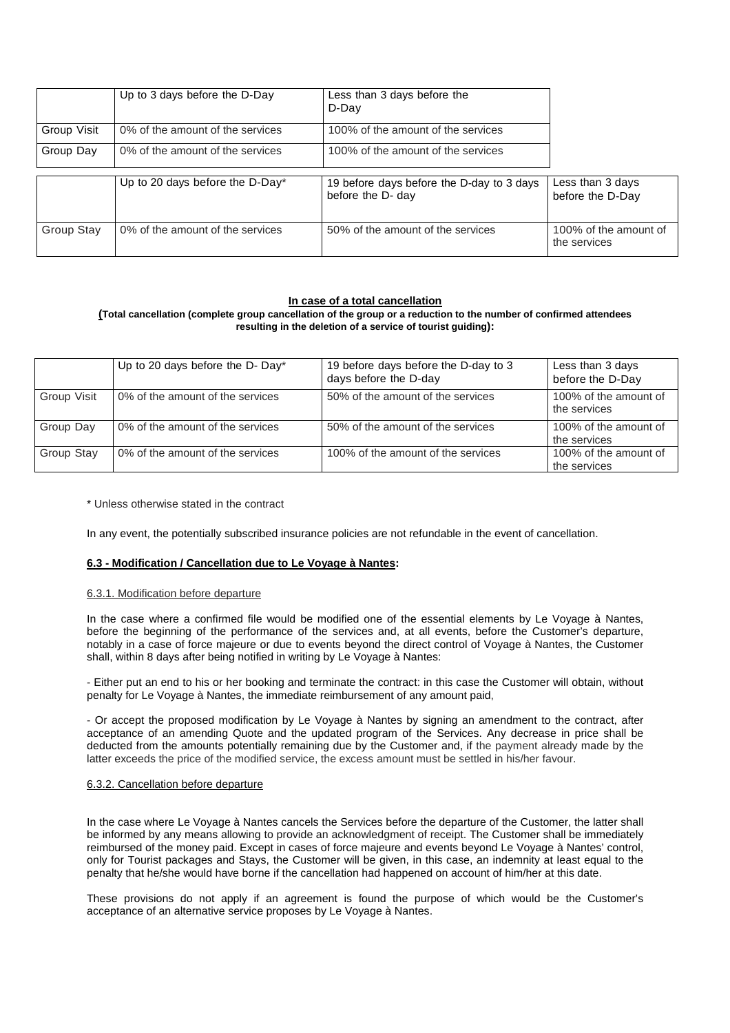| | Up to 3 days before the D-Day | Less than 3 days before the D-Day |
|---|---|---|
| Group Visit | 0% of the amount of the services | 100% of the amount of the services |
| Group Day | 0% of the amount of the services | 100% of the amount of the services |

| | Up to 20 days before the D-Day* | 19 before days before the D-day to 3 days before the D- day | Less than 3 days before the D-Day |
|---|---|---|---|
| Group Stay | 0% of the amount of the services | 50% of the amount of the services | 100% of the amount of the services |

**In case of a total cancellation**

**(Total cancellation (complete group cancellation of the group or a reduction to the number of confirmed attendees resulting in the deletion of a service of tourist guiding):**

| | Up to 20 days before the D- Day* | 19 before days before the D-day to 3 days before the D-day | Less than 3 days before the D-Day |
|---|---|---|---|
| Group Visit | 0% of the amount of the services | 50% of the amount of the services | 100% of the amount of the services |
| Group Day | 0% of the amount of the services | 50% of the amount of the services | 100% of the amount of the services |
| Group Stay | 0% of the amount of the services | 100% of the amount of the services | 100% of the amount of the services |

* Unless otherwise stated in the contract

In any event, the potentially subscribed insurance policies are not refundable in the event of cancellation.

**6.3 - Modification / Cancellation due to Le Voyage à Nantes:**

6.3.1. Modification before departure

In the case where a confirmed file would be modified one of the essential elements by Le Voyage à Nantes, before the beginning of the performance of the services and, at all events, before the Customer's departure, notably in a case of force majeure or due to events beyond the direct control of Voyage à Nantes, the Customer shall, within 8 days after being notified in writing by Le Voyage à Nantes:

- Either put an end to his or her booking and terminate the contract: in this case the Customer will obtain, without penalty for Le Voyage à Nantes, the immediate reimbursement of any amount paid,

- Or accept the proposed modification by Le Voyage à Nantes by signing an amendment to the contract, after acceptance of an amending Quote and the updated program of the Services. Any decrease in price shall be deducted from the amounts potentially remaining due by the Customer and, if the payment already made by the latter exceeds the price of the modified service, the excess amount must be settled in his/her favour.

6.3.2. Cancellation before departure

In the case where Le Voyage à Nantes cancels the Services before the departure of the Customer, the latter shall be informed by any means allowing to provide an acknowledgment of receipt. The Customer shall be immediately reimbursed of the money paid. Except in cases of force majeure and events beyond Le Voyage à Nantes' control, only for Tourist packages and Stays, the Customer will be given, in this case, an indemnity at least equal to the penalty that he/she would have borne if the cancellation had happened on account of him/her at this date.

These provisions do not apply if an agreement is found the purpose of which would be the Customer's acceptance of an alternative service proposes by Le Voyage à Nantes.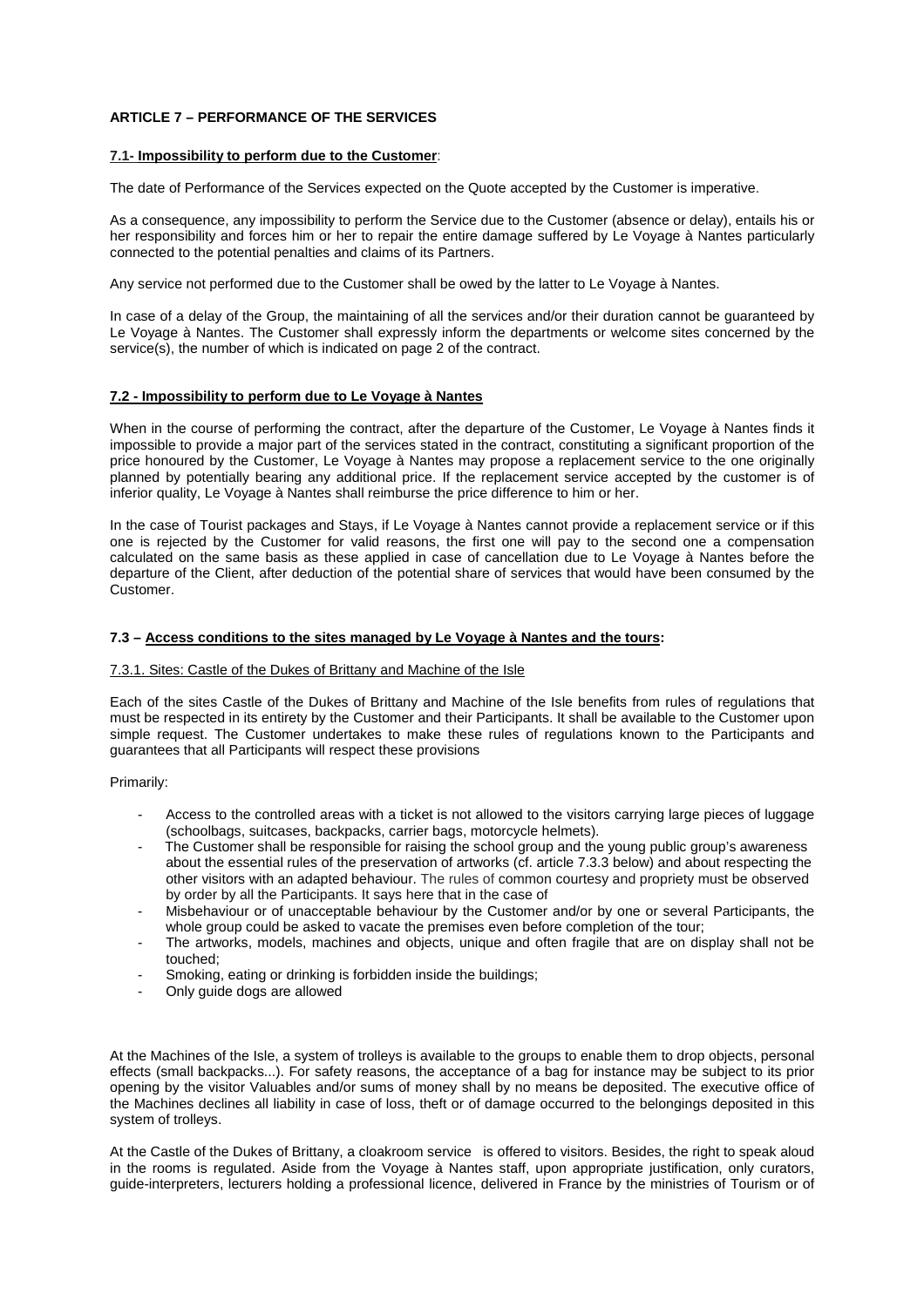## ARTICLE 7 – PERFORMANCE OF THE SERVICES

### 7.1- Impossibility to perform due to the Customer:

The date of Performance of the Services expected on the Quote accepted by the Customer is imperative.

As a consequence, any impossibility to perform the Service due to the Customer (absence or delay), entails his or her responsibility and forces him or her to repair the entire damage suffered by Le Voyage à Nantes particularly connected to the potential penalties and claims of its Partners.

Any service not performed due to the Customer shall be owed by the latter to Le Voyage à Nantes.

In case of a delay of the Group, the maintaining of all the services and/or their duration cannot be guaranteed by Le Voyage à Nantes. The Customer shall expressly inform the departments or welcome sites concerned by the service(s), the number of which is indicated on page 2 of the contract.

### 7.2 - Impossibility to perform due to Le Voyage à Nantes

When in the course of performing the contract, after the departure of the Customer, Le Voyage à Nantes finds it impossible to provide a major part of the services stated in the contract, constituting a significant proportion of the price honoured by the Customer, Le Voyage à Nantes may propose a replacement service to the one originally planned by potentially bearing any additional price. If the replacement service accepted by the customer is of inferior quality, Le Voyage à Nantes shall reimburse the price difference to him or her.

In the case of Tourist packages and Stays, if Le Voyage à Nantes cannot provide a replacement service or if this one is rejected by the Customer for valid reasons, the first one will pay to the second one a compensation calculated on the same basis as these applied in case of cancellation due to Le Voyage à Nantes before the departure of the Client, after deduction of the potential share of services that would have been consumed by the Customer.

### 7.3 – Access conditions to the sites managed by Le Voyage à Nantes and the tours:

#### 7.3.1. Sites: Castle of the Dukes of Brittany and Machine of the Isle

Each of the sites Castle of the Dukes of Brittany and Machine of the Isle benefits from rules of regulations that must be respected in its entirety by the Customer and their Participants. It shall be available to the Customer upon simple request. The Customer undertakes to make these rules of regulations known to the Participants and guarantees that all Participants will respect these provisions

Primarily:

- Access to the controlled areas with a ticket is not allowed to the visitors carrying large pieces of luggage (schoolbags, suitcases, backpacks, carrier bags, motorcycle helmets).
- The Customer shall be responsible for raising the school group and the young public group's awareness about the essential rules of the preservation of artworks (cf. article 7.3.3 below) and about respecting the other visitors with an adapted behaviour. The rules of common courtesy and propriety must be observed by order by all the Participants. It says here that in the case of
- Misbehaviour or of unacceptable behaviour by the Customer and/or by one or several Participants, the whole group could be asked to vacate the premises even before completion of the tour;
- The artworks, models, machines and objects, unique and often fragile that are on display shall not be touched;
- Smoking, eating or drinking is forbidden inside the buildings;
- Only guide dogs are allowed

At the Machines of the Isle, a system of trolleys is available to the groups to enable them to drop objects, personal effects (small backpacks...). For safety reasons, the acceptance of a bag for instance may be subject to its prior opening by the visitor Valuables and/or sums of money shall by no means be deposited. The executive office of the Machines declines all liability in case of loss, theft or of damage occurred to the belongings deposited in this system of trolleys.

At the Castle of the Dukes of Brittany, a cloakroom service is offered to visitors. Besides, the right to speak aloud in the rooms is regulated. Aside from the Voyage à Nantes staff, upon appropriate justification, only curators, guide-interpreters, lecturers holding a professional licence, delivered in France by the ministries of Tourism or of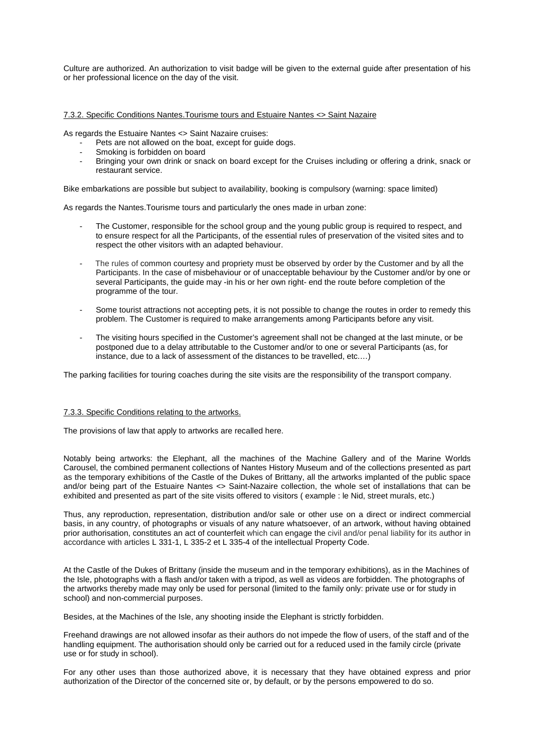Culture are authorized. An authorization to visit badge will be given to the external guide after presentation of his or her professional licence on the day of the visit.

### 7.3.2. Specific Conditions Nantes.Tourisme tours and Estuaire Nantes <> Saint Nazaire

As regards the Estuaire Nantes <> Saint Nazaire cruises:

- Pets are not allowed on the boat, except for guide dogs.
- Smoking is forbidden on board
- Bringing your own drink or snack on board except for the Cruises including or offering a drink, snack or restaurant service.

Bike embarkations are possible but subject to availability, booking is compulsory (warning: space limited)

As regards the Nantes.Tourisme tours and particularly the ones made in urban zone:

- The Customer, responsible for the school group and the young public group is required to respect, and to ensure respect for all the Participants, of the essential rules of preservation of the visited sites and to respect the other visitors with an adapted behaviour.
- The rules of common courtesy and propriety must be observed by order by the Customer and by all the Participants. In the case of misbehaviour or of unacceptable behaviour by the Customer and/or by one or several Participants, the guide may -in his or her own right- end the route before completion of the programme of the tour.
- Some tourist attractions not accepting pets, it is not possible to change the routes in order to remedy this problem. The Customer is required to make arrangements among Participants before any visit.
- The visiting hours specified in the Customer's agreement shall not be changed at the last minute, or be postponed due to a delay attributable to the Customer and/or to one or several Participants (as, for instance, due to a lack of assessment of the distances to be travelled, etc.…)

The parking facilities for touring coaches during the site visits are the responsibility of the transport company.

### 7.3.3. Specific Conditions relating to the artworks.

The provisions of law that apply to artworks are recalled here.

Notably being artworks: the Elephant, all the machines of the Machine Gallery and of the Marine Worlds Carousel, the combined permanent collections of Nantes History Museum and of the collections presented as part as the temporary exhibitions of the Castle of the Dukes of Brittany, all the artworks implanted of the public space and/or being part of the Estuaire Nantes <> Saint-Nazaire collection, the whole set of installations that can be exhibited and presented as part of the site visits offered to visitors ( example : le Nid, street murals, etc.)

Thus, any reproduction, representation, distribution and/or sale or other use on a direct or indirect commercial basis, in any country, of photographs or visuals of any nature whatsoever, of an artwork, without having obtained prior authorisation, constitutes an act of counterfeit which can engage the civil and/or penal liability for its author in accordance with articles L 331-1, L 335-2 et L 335-4 of the intellectual Property Code.

At the Castle of the Dukes of Brittany (inside the museum and in the temporary exhibitions), as in the Machines of the Isle, photographs with a flash and/or taken with a tripod, as well as videos are forbidden. The photographs of the artworks thereby made may only be used for personal (limited to the family only: private use or for study in school) and non-commercial purposes.

Besides, at the Machines of the Isle, any shooting inside the Elephant is strictly forbidden.

Freehand drawings are not allowed insofar as their authors do not impede the flow of users, of the staff and of the handling equipment. The authorisation should only be carried out for a reduced used in the family circle (private use or for study in school).

For any other uses than those authorized above, it is necessary that they have obtained express and prior authorization of the Director of the concerned site or, by default, or by the persons empowered to do so.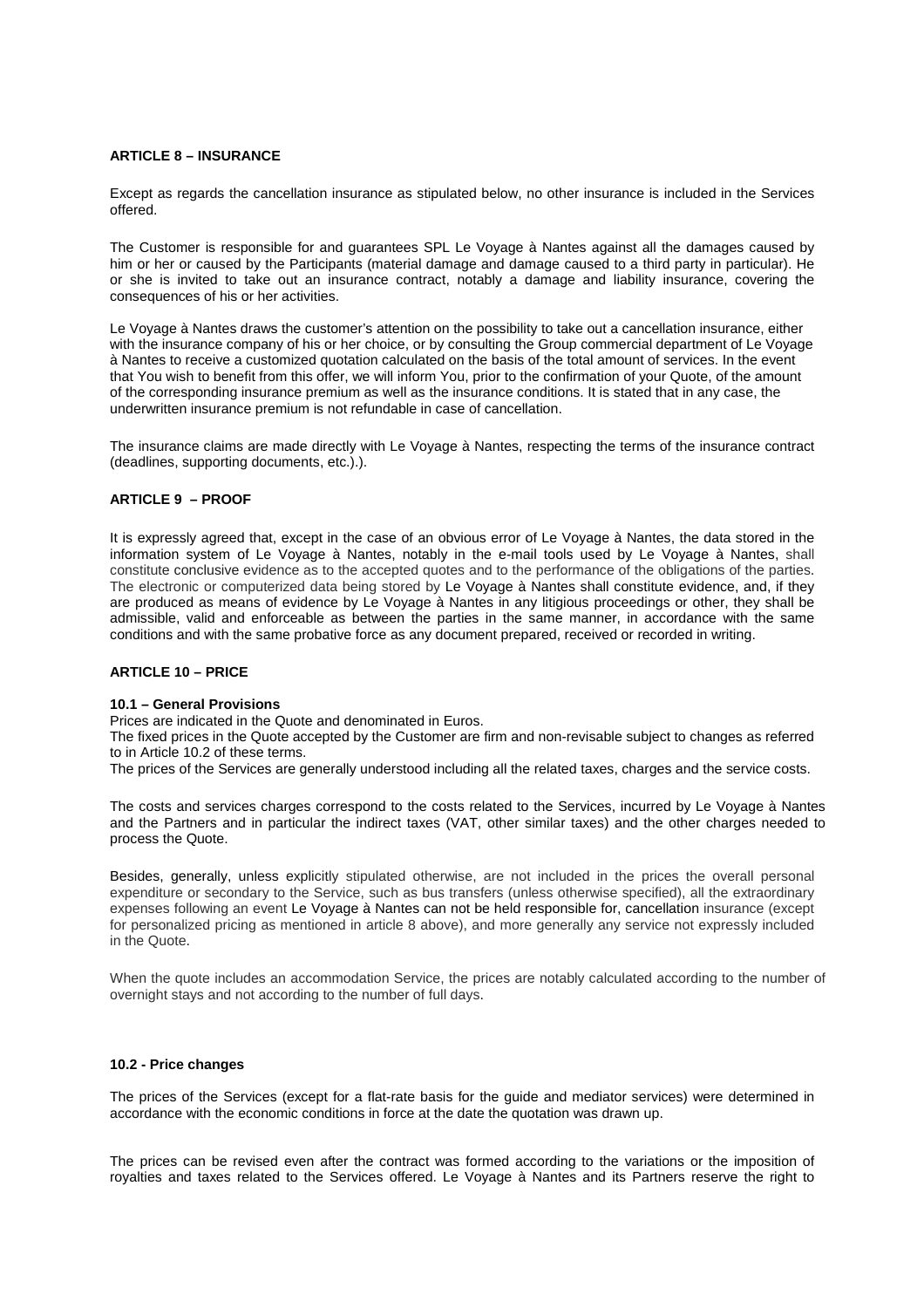**ARTICLE 8 – INSURANCE**

Except as regards the cancellation insurance as stipulated below, no other insurance is included in the Services offered.

The Customer is responsible for and guarantees SPL Le Voyage à Nantes against all the damages caused by him or her or caused by the Participants (material damage and damage caused to a third party in particular). He or she is invited to take out an insurance contract, notably a damage and liability insurance, covering the consequences of his or her activities.

Le Voyage à Nantes draws the customer's attention on the possibility to take out a cancellation insurance, either with the insurance company of his or her choice, or by consulting the Group commercial department of Le Voyage à Nantes to receive a customized quotation calculated on the basis of the total amount of services. In the event that You wish to benefit from this offer, we will inform You, prior to the confirmation of your Quote, of the amount of the corresponding insurance premium as well as the insurance conditions. It is stated that in any case, the underwritten insurance premium is not refundable in case of cancellation.

The insurance claims are made directly with Le Voyage à Nantes, respecting the terms of the insurance contract (deadlines, supporting documents, etc.).).

**ARTICLE 9 – PROOF**

It is expressly agreed that, except in the case of an obvious error of Le Voyage à Nantes, the data stored in the information system of Le Voyage à Nantes, notably in the e-mail tools used by Le Voyage à Nantes, shall constitute conclusive evidence as to the accepted quotes and to the performance of the obligations of the parties. The electronic or computerized data being stored by Le Voyage à Nantes shall constitute evidence, and, if they are produced as means of evidence by Le Voyage à Nantes in any litigious proceedings or other, they shall be admissible, valid and enforceable as between the parties in the same manner, in accordance with the same conditions and with the same probative force as any document prepared, received or recorded in writing.

**ARTICLE 10 – PRICE**

**10.1 – General Provisions**

Prices are indicated in the Quote and denominated in Euros.
The fixed prices in the Quote accepted by the Customer are firm and non-revisable subject to changes as referred to in Article 10.2 of these terms.
The prices of the Services are generally understood including all the related taxes, charges and the service costs.

The costs and services charges correspond to the costs related to the Services, incurred by Le Voyage à Nantes and the Partners and in particular the indirect taxes (VAT, other similar taxes) and the other charges needed to process the Quote.

Besides, generally, unless explicitly stipulated otherwise, are not included in the prices the overall personal expenditure or secondary to the Service, such as bus transfers (unless otherwise specified), all the extraordinary expenses following an event Le Voyage à Nantes can not be held responsible for, cancellation insurance (except for personalized pricing as mentioned in article 8 above), and more generally any service not expressly included in the Quote.

When the quote includes an accommodation Service, the prices are notably calculated according to the number of overnight stays and not according to the number of full days.

**10.2 - Price changes**

The prices of the Services (except for a flat-rate basis for the guide and mediator services) were determined in accordance with the economic conditions in force at the date the quotation was drawn up.

The prices can be revised even after the contract was formed according to the variations or the imposition of royalties and taxes related to the Services offered. Le Voyage à Nantes and its Partners reserve the right to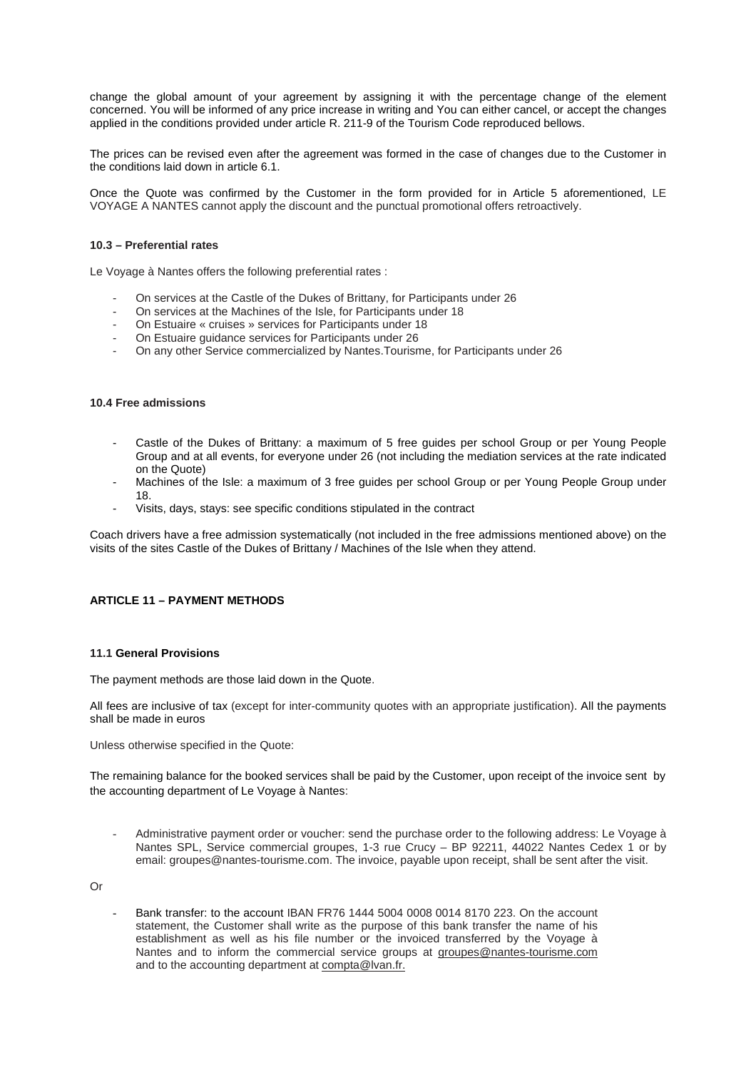change the global amount of your agreement by assigning it with the percentage change of the element concerned. You will be informed of any price increase in writing and You can either cancel, or accept the changes applied in the conditions provided under article R. 211-9 of the Tourism Code reproduced bellows.

The prices can be revised even after the agreement was formed in the case of changes due to the Customer in the conditions laid down in article 6.1.

Once the Quote was confirmed by the Customer in the form provided for in Article 5 aforementioned, LE VOYAGE A NANTES cannot apply the discount and the punctual promotional offers retroactively.

#### 10.3 – Preferential rates

Le Voyage à Nantes offers the following preferential rates :

- On services at the Castle of the Dukes of Brittany, for Participants under 26
- On services at the Machines of the Isle, for Participants under 18
- On Estuaire « cruises » services for Participants under 18
- On Estuaire guidance services for Participants under 26
- On any other Service commercialized by Nantes.Tourisme, for Participants under 26

#### 10.4 Free admissions

- Castle of the Dukes of Brittany: a maximum of 5 free guides per school Group or per Young People Group and at all events, for everyone under 26 (not including the mediation services at the rate indicated on the Quote)
- Machines of the Isle: a maximum of 3 free guides per school Group or per Young People Group under 18.
- Visits, days, stays: see specific conditions stipulated in the contract

Coach drivers have a free admission systematically (not included in the free admissions mentioned above) on the visits of the sites Castle of the Dukes of Brittany / Machines of the Isle when they attend.

### ARTICLE 11 – PAYMENT METHODS

#### 11.1 General Provisions

The payment methods are those laid down in the Quote.

All fees are inclusive of tax (except for inter-community quotes with an appropriate justification). All the payments shall be made in euros

Unless otherwise specified in the Quote:

The remaining balance for the booked services shall be paid by the Customer, upon receipt of the invoice sent by the accounting department of Le Voyage à Nantes:

- Administrative payment order or voucher: send the purchase order to the following address: Le Voyage à Nantes SPL, Service commercial groupes, 1-3 rue Crucy – BP 92211, 44022 Nantes Cedex 1 or by email: groupes@nantes-tourisme.com. The invoice, payable upon receipt, shall be sent after the visit.

Or

- Bank transfer: to the account IBAN FR76 1444 5004 0008 0014 8170 223. On the account statement, the Customer shall write as the purpose of this bank transfer the name of his establishment as well as his file number or the invoiced transferred by the Voyage à Nantes and to inform the commercial service groups at groupes@nantes-tourisme.com and to the accounting department at compta@lvan.fr.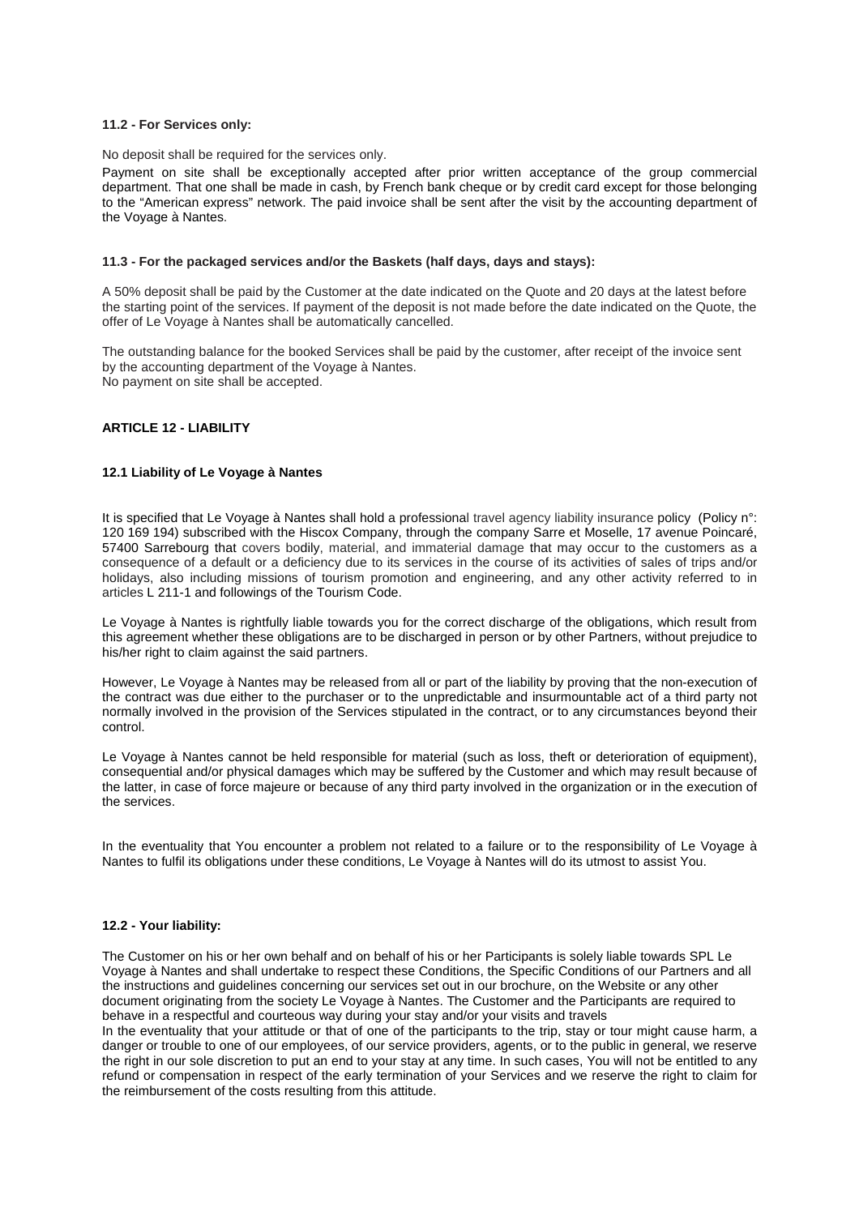**11.2 - For Services only:**

No deposit shall be required for the services only.

Payment on site shall be exceptionally accepted after prior written acceptance of the group commercial department. That one shall be made in cash, by French bank cheque or by credit card except for those belonging to the "American express" network. The paid invoice shall be sent after the visit by the accounting department of the Voyage à Nantes.

**11.3 - For the packaged services and/or the Baskets (half days, days and stays):**

A 50% deposit shall be paid by the Customer at the date indicated on the Quote and 20 days at the latest before the starting point of the services. If payment of the deposit is not made before the date indicated on the Quote, the offer of Le Voyage à Nantes shall be automatically cancelled.

The outstanding balance for the booked Services shall be paid by the customer, after receipt of the invoice sent by the accounting department of the Voyage à Nantes.
No payment on site shall be accepted.

## ARTICLE 12 - LIABILITY

**12.1 Liability of Le Voyage à Nantes**

It is specified that Le Voyage à Nantes shall hold a professional travel agency liability insurance policy (Policy n°: 120 169 194) subscribed with the Hiscox Company, through the company Sarre et Moselle, 17 avenue Poincaré, 57400 Sarrebourg that covers bodily, material, and immaterial damage that may occur to the customers as a consequence of a default or a deficiency due to its services in the course of its activities of sales of trips and/or holidays, also including missions of tourism promotion and engineering, and any other activity referred to in articles L 211-1 and followings of the Tourism Code.

Le Voyage à Nantes is rightfully liable towards you for the correct discharge of the obligations, which result from this agreement whether these obligations are to be discharged in person or by other Partners, without prejudice to his/her right to claim against the said partners.

However, Le Voyage à Nantes may be released from all or part of the liability by proving that the non-execution of the contract was due either to the purchaser or to the unpredictable and insurmountable act of a third party not normally involved in the provision of the Services stipulated in the contract, or to any circumstances beyond their control.

Le Voyage à Nantes cannot be held responsible for material (such as loss, theft or deterioration of equipment), consequential and/or physical damages which may be suffered by the Customer and which may result because of the latter, in case of force majeure or because of any third party involved in the organization or in the execution of the services.

In the eventuality that You encounter a problem not related to a failure or to the responsibility of Le Voyage à Nantes to fulfil its obligations under these conditions, Le Voyage à Nantes will do its utmost to assist You.

**12.2 - Your liability:**

The Customer on his or her own behalf and on behalf of his or her Participants is solely liable towards SPL Le Voyage à Nantes and shall undertake to respect these Conditions, the Specific Conditions of our Partners and all the instructions and guidelines concerning our services set out in our brochure, on the Website or any other document originating from the society Le Voyage à Nantes. The Customer and the Participants are required to behave in a respectful and courteous way during your stay and/or your visits and travels
In the eventuality that your attitude or that of one of the participants to the trip, stay or tour might cause harm, a danger or trouble to one of our employees, of our service providers, agents, or to the public in general, we reserve the right in our sole discretion to put an end to your stay at any time. In such cases, You will not be entitled to any refund or compensation in respect of the early termination of your Services and we reserve the right to claim for the reimbursement of the costs resulting from this attitude.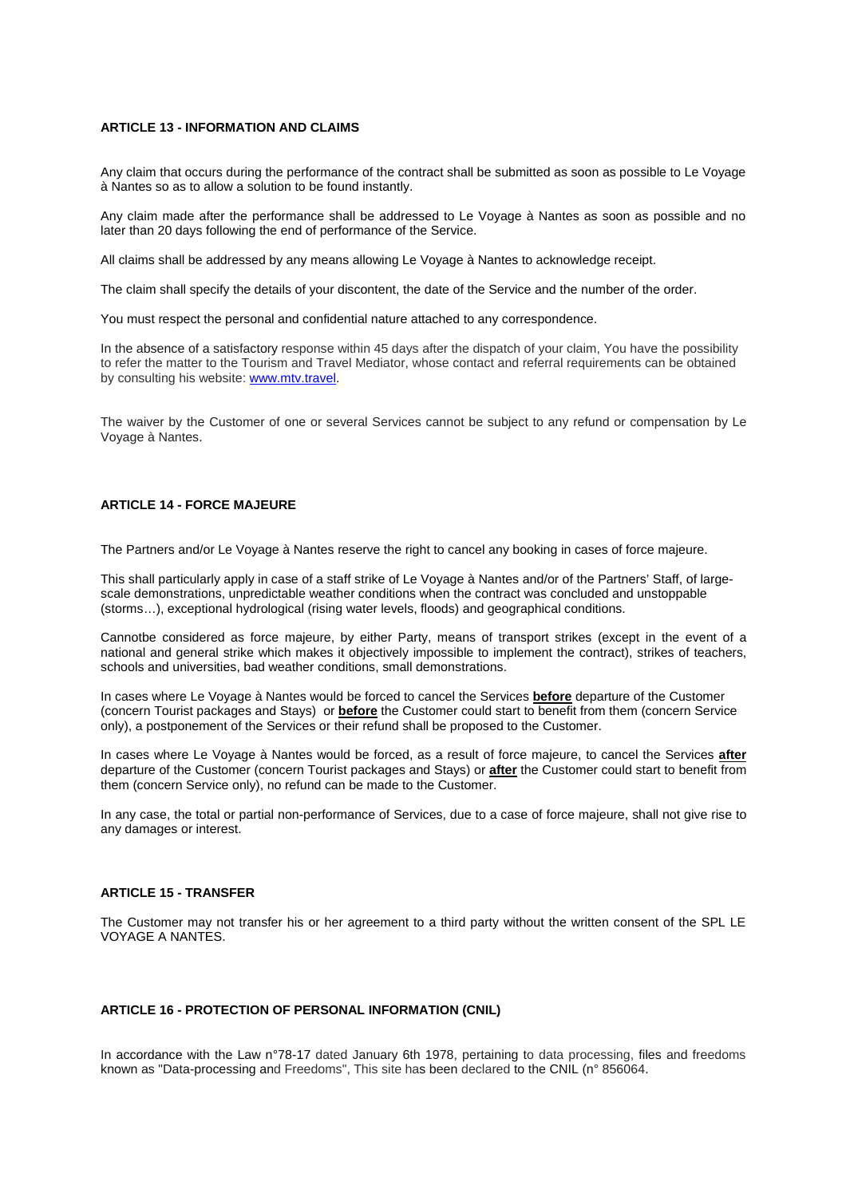**ARTICLE 13 - INFORMATION AND CLAIMS**

Any claim that occurs during the performance of the contract shall be submitted as soon as possible to Le Voyage à Nantes so as to allow a solution to be found instantly.

Any claim made after the performance shall be addressed to Le Voyage à Nantes as soon as possible and no later than 20 days following the end of performance of the Service.

All claims shall be addressed by any means allowing Le Voyage à Nantes to acknowledge receipt.

The claim shall specify the details of your discontent, the date of the Service and the number of the order.

You must respect the personal and confidential nature attached to any correspondence.

In the absence of a satisfactory response within 45 days after the dispatch of your claim, You have the possibility to refer the matter to the Tourism and Travel Mediator, whose contact and referral requirements can be obtained by consulting his website: [www.mtv.travel](www.mtv.travel).

The waiver by the Customer of one or several Services cannot be subject to any refund or compensation by Le Voyage à Nantes.

**ARTICLE 14 - FORCE MAJEURE**

The Partners and/or Le Voyage à Nantes reserve the right to cancel any booking in cases of force majeure.

This shall particularly apply in case of a staff strike of Le Voyage à Nantes and/or of the Partners' Staff, of large-scale demonstrations, unpredictable weather conditions when the contract was concluded and unstoppable (storms…), exceptional hydrological (rising water levels, floods) and geographical conditions.

Cannotbe considered as force majeure, by either Party, means of transport strikes (except in the event of a national and general strike which makes it objectively impossible to implement the contract), strikes of teachers, schools and universities, bad weather conditions, small demonstrations.

In cases where Le Voyage à Nantes would be forced to cancel the Services **before** departure of the Customer (concern Tourist packages and Stays) or **before** the Customer could start to benefit from them (concern Service only), a postponement of the Services or their refund shall be proposed to the Customer.

In cases where Le Voyage à Nantes would be forced, as a result of force majeure, to cancel the Services **after** departure of the Customer (concern Tourist packages and Stays) or **after** the Customer could start to benefit from them (concern Service only), no refund can be made to the Customer.

In any case, the total or partial non-performance of Services, due to a case of force majeure, shall not give rise to any damages or interest.

**ARTICLE 15 - TRANSFER**

The Customer may not transfer his or her agreement to a third party without the written consent of the SPL LE VOYAGE A NANTES.

**ARTICLE 16 - PROTECTION OF PERSONAL INFORMATION (CNIL)**

In accordance with the Law n°78-17 dated January 6th 1978, pertaining to data processing, files and freedoms known as "Data-processing and Freedoms", This site has been declared to the CNIL (n° 856064.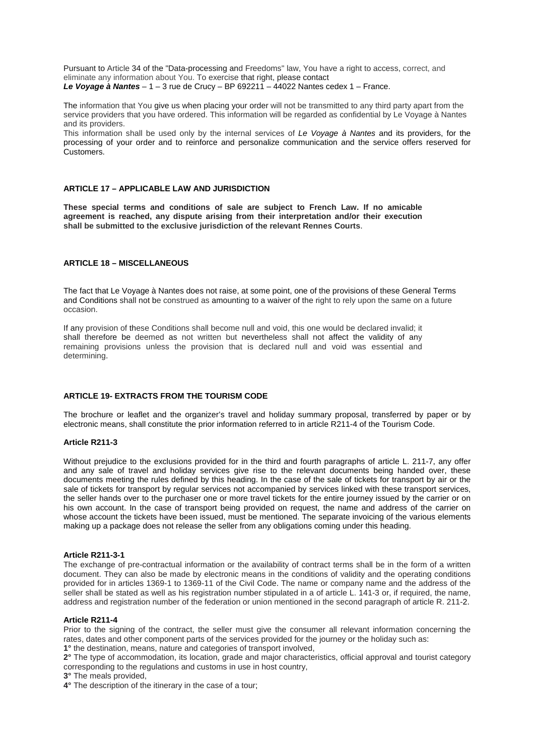Pursuant to Article 34 of the "Data-processing and Freedoms" law, You have a right to access, correct, and eliminate any information about You. To exercise that right, please contact
***Le Voyage à Nantes*** – 1 – 3 rue de Crucy – BP 692211 – 44022 Nantes cedex 1 – France.

The information that You give us when placing your order will not be transmitted to any third party apart from the service providers that you have ordered. This information will be regarded as confidential by Le Voyage à Nantes and its providers.
This information shall be used only by the internal services of *Le Voyage à Nantes* and its providers, for the processing of your order and to reinforce and personalize communication and the service offers reserved for Customers.

**ARTICLE 17 – APPLICABLE LAW AND JURISDICTION**

**These special terms and conditions of sale are subject to French Law. If no amicable agreement is reached, any dispute arising from their interpretation and/or their execution shall be submitted to the exclusive jurisdiction of the relevant Rennes Courts**.

**ARTICLE 18 – MISCELLANEOUS**

The fact that Le Voyage à Nantes does not raise, at some point, one of the provisions of these General Terms and Conditions shall not be construed as amounting to a waiver of the right to rely upon the same on a future occasion.

If any provision of these Conditions shall become null and void, this one would be declared invalid; it shall therefore be deemed as not written but nevertheless shall not affect the validity of any remaining provisions unless the provision that is declared null and void was essential and determining.

**ARTICLE 19- EXTRACTS FROM THE TOURISM CODE**

The brochure or leaflet and the organizer's travel and holiday summary proposal, transferred by paper or by electronic means, shall constitute the prior information referred to in article R211-4 of the Tourism Code.

**Article R211-3**

Without prejudice to the exclusions provided for in the third and fourth paragraphs of article L. 211-7, any offer and any sale of travel and holiday services give rise to the relevant documents being handed over, these documents meeting the rules defined by this heading. In the case of the sale of tickets for transport by air or the sale of tickets for transport by regular services not accompanied by services linked with these transport services, the seller hands over to the purchaser one or more travel tickets for the entire journey issued by the carrier or on his own account. In the case of transport being provided on request, the name and address of the carrier on whose account the tickets have been issued, must be mentioned. The separate invoicing of the various elements making up a package does not release the seller from any obligations coming under this heading.

**Article R211-3-1**
The exchange of pre-contractual information or the availability of contract terms shall be in the form of a written document. They can also be made by electronic means in the conditions of validity and the operating conditions provided for in articles 1369-1 to 1369-11 of the Civil Code. The name or company name and the address of the seller shall be stated as well as his registration number stipulated in a of article L. 141-3 or, if required, the name, address and registration number of the federation or union mentioned in the second paragraph of article R. 211-2.

**Article R211-4**
Prior to the signing of the contract, the seller must give the consumer all relevant information concerning the rates, dates and other component parts of the services provided for the journey or the holiday such as:
**1°** the destination, means, nature and categories of transport involved,
**2°** The type of accommodation, its location, grade and major characteristics, official approval and tourist category corresponding to the regulations and customs in use in host country,
**3°** The meals provided,
**4°** The description of the itinerary in the case of a tour;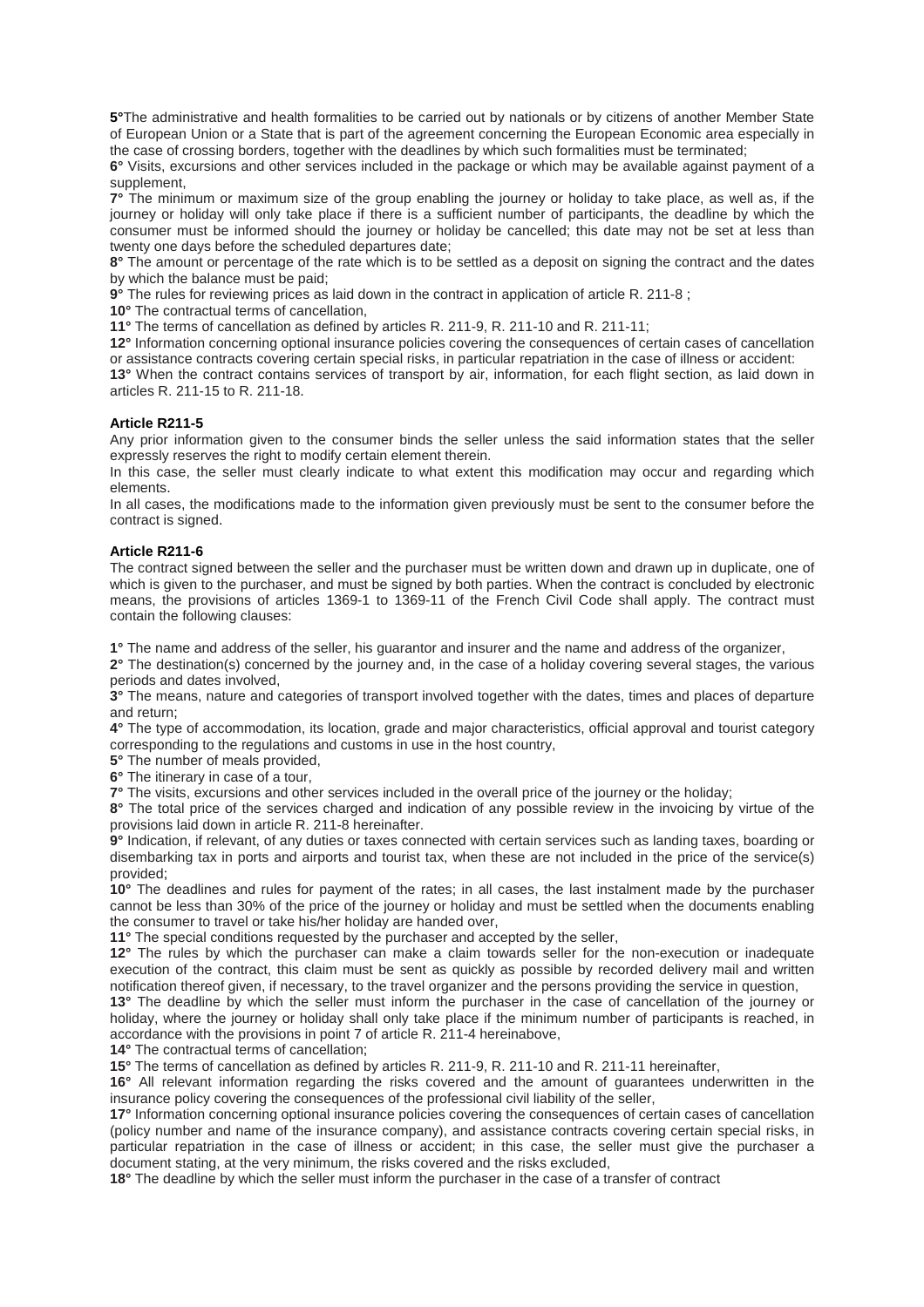**5°**The administrative and health formalities to be carried out by nationals or by citizens of another Member State of European Union or a State that is part of the agreement concerning the European Economic area especially in the case of crossing borders, together with the deadlines by which such formalities must be terminated;

**6°** Visits, excursions and other services included in the package or which may be available against payment of a supplement,

**7°** The minimum or maximum size of the group enabling the journey or holiday to take place, as well as, if the journey or holiday will only take place if there is a sufficient number of participants, the deadline by which the consumer must be informed should the journey or holiday be cancelled; this date may not be set at less than twenty one days before the scheduled departures date;

**8°** The amount or percentage of the rate which is to be settled as a deposit on signing the contract and the dates by which the balance must be paid;

**9°** The rules for reviewing prices as laid down in the contract in application of article R. 211-8 ;

**10°** The contractual terms of cancellation,

**11°** The terms of cancellation as defined by articles R. 211-9, R. 211-10 and R. 211-11;

**12°** Information concerning optional insurance policies covering the consequences of certain cases of cancellation or assistance contracts covering certain special risks, in particular repatriation in the case of illness or accident:

**13°** When the contract contains services of transport by air, information, for each flight section, as laid down in articles R. 211-15 to R. 211-18.

**Article R211-5**

Any prior information given to the consumer binds the seller unless the said information states that the seller expressly reserves the right to modify certain element therein.

In this case, the seller must clearly indicate to what extent this modification may occur and regarding which elements.

In all cases, the modifications made to the information given previously must be sent to the consumer before the contract is signed.

**Article R211-6**

The contract signed between the seller and the purchaser must be written down and drawn up in duplicate, one of which is given to the purchaser, and must be signed by both parties. When the contract is concluded by electronic means, the provisions of articles 1369-1 to 1369-11 of the French Civil Code shall apply. The contract must contain the following clauses:

**1°** The name and address of the seller, his guarantor and insurer and the name and address of the organizer,

**2°** The destination(s) concerned by the journey and, in the case of a holiday covering several stages, the various periods and dates involved,

**3°** The means, nature and categories of transport involved together with the dates, times and places of departure and return;

**4°** The type of accommodation, its location, grade and major characteristics, official approval and tourist category corresponding to the regulations and customs in use in the host country,

**5°** The number of meals provided,

**6°** The itinerary in case of a tour,

**7°** The visits, excursions and other services included in the overall price of the journey or the holiday;

**8°** The total price of the services charged and indication of any possible review in the invoicing by virtue of the provisions laid down in article R. 211-8 hereinafter.

**9°** Indication, if relevant, of any duties or taxes connected with certain services such as landing taxes, boarding or disembarking tax in ports and airports and tourist tax, when these are not included in the price of the service(s) provided;

**10°** The deadlines and rules for payment of the rates; in all cases, the last instalment made by the purchaser cannot be less than 30% of the price of the journey or holiday and must be settled when the documents enabling the consumer to travel or take his/her holiday are handed over,

**11°** The special conditions requested by the purchaser and accepted by the seller,

**12°** The rules by which the purchaser can make a claim towards seller for the non-execution or inadequate execution of the contract, this claim must be sent as quickly as possible by recorded delivery mail and written notification thereof given, if necessary, to the travel organizer and the persons providing the service in question,

**13°** The deadline by which the seller must inform the purchaser in the case of cancellation of the journey or holiday, where the journey or holiday shall only take place if the minimum number of participants is reached, in accordance with the provisions in point 7 of article R. 211-4 hereinabove,

**14°** The contractual terms of cancellation;

**15°** The terms of cancellation as defined by articles R. 211-9, R. 211-10 and R. 211-11 hereinafter,

**16°** All relevant information regarding the risks covered and the amount of guarantees underwritten in the insurance policy covering the consequences of the professional civil liability of the seller,

**17°** Information concerning optional insurance policies covering the consequences of certain cases of cancellation (policy number and name of the insurance company), and assistance contracts covering certain special risks, in particular repatriation in the case of illness or accident; in this case, the seller must give the purchaser a document stating, at the very minimum, the risks covered and the risks excluded,

**18°** The deadline by which the seller must inform the purchaser in the case of a transfer of contract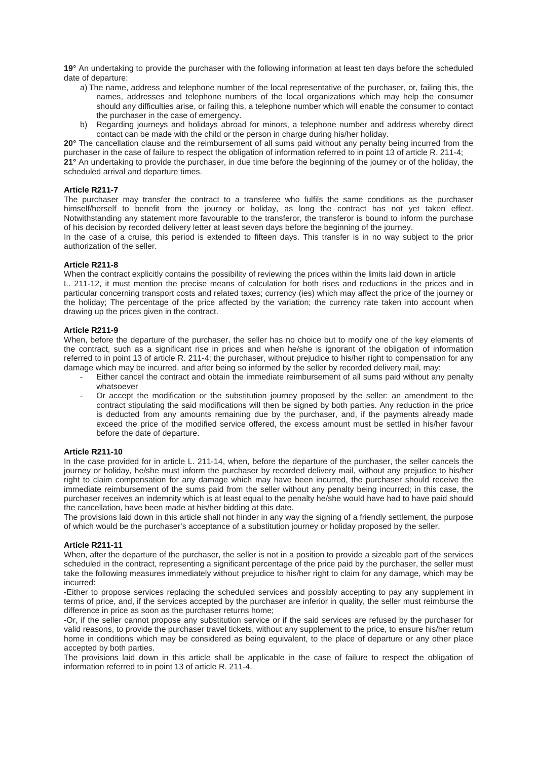**19°** An undertaking to provide the purchaser with the following information at least ten days before the scheduled date of departure:

a) The name, address and telephone number of the local representative of the purchaser, or, failing this, the names, addresses and telephone numbers of the local organizations which may help the consumer should any difficulties arise, or failing this, a telephone number which will enable the consumer to contact the purchaser in the case of emergency.

b) Regarding journeys and holidays abroad for minors, a telephone number and address whereby direct contact can be made with the child or the person in charge during his/her holiday.

**20°** The cancellation clause and the reimbursement of all sums paid without any penalty being incurred from the purchaser in the case of failure to respect the obligation of information referred to in point 13 of article R. 211-4;

**21°** An undertaking to provide the purchaser, in due time before the beginning of the journey or of the holiday, the scheduled arrival and departure times.

**Article R211-7**

The purchaser may transfer the contract to a transferee who fulfils the same conditions as the purchaser himself/herself to benefit from the journey or holiday, as long the contract has not yet taken effect. Notwithstanding any statement more favourable to the transferor, the transferor is bound to inform the purchase of his decision by recorded delivery letter at least seven days before the beginning of the journey.

In the case of a cruise, this period is extended to fifteen days. This transfer is in no way subject to the prior authorization of the seller.

**Article R211-8**

When the contract explicitly contains the possibility of reviewing the prices within the limits laid down in article L. 211-12, it must mention the precise means of calculation for both rises and reductions in the prices and in particular concerning transport costs and related taxes; currency (ies) which may affect the price of the journey or the holiday; The percentage of the price affected by the variation; the currency rate taken into account when drawing up the prices given in the contract.

**Article R211-9**

When, before the departure of the purchaser, the seller has no choice but to modify one of the key elements of the contract, such as a significant rise in prices and when he/she is ignorant of the obligation of information referred to in point 13 of article R. 211-4; the purchaser, without prejudice to his/her right to compensation for any damage which may be incurred, and after being so informed by the seller by recorded delivery mail, may:

- Either cancel the contract and obtain the immediate reimbursement of all sums paid without any penalty whatsoever
- Or accept the modification or the substitution journey proposed by the seller: an amendment to the contract stipulating the said modifications will then be signed by both parties. Any reduction in the price is deducted from any amounts remaining due by the purchaser, and, if the payments already made exceed the price of the modified service offered, the excess amount must be settled in his/her favour before the date of departure.

**Article R211-10**

In the case provided for in article L. 211-14, when, before the departure of the purchaser, the seller cancels the journey or holiday, he/she must inform the purchaser by recorded delivery mail, without any prejudice to his/her right to claim compensation for any damage which may have been incurred, the purchaser should receive the immediate reimbursement of the sums paid from the seller without any penalty being incurred; in this case, the purchaser receives an indemnity which is at least equal to the penalty he/she would have had to have paid should the cancellation, have been made at his/her bidding at this date.

The provisions laid down in this article shall not hinder in any way the signing of a friendly settlement, the purpose of which would be the purchaser's acceptance of a substitution journey or holiday proposed by the seller.

**Article R211-11**

When, after the departure of the purchaser, the seller is not in a position to provide a sizeable part of the services scheduled in the contract, representing a significant percentage of the price paid by the purchaser, the seller must take the following measures immediately without prejudice to his/her right to claim for any damage, which may be incurred:

-Either to propose services replacing the scheduled services and possibly accepting to pay any supplement in terms of price, and, if the services accepted by the purchaser are inferior in quality, the seller must reimburse the difference in price as soon as the purchaser returns home;

-Or, if the seller cannot propose any substitution service or if the said services are refused by the purchaser for valid reasons, to provide the purchaser travel tickets, without any supplement to the price, to ensure his/her return home in conditions which may be considered as being equivalent, to the place of departure or any other place accepted by both parties.

The provisions laid down in this article shall be applicable in the case of failure to respect the obligation of information referred to in point 13 of article R. 211-4.